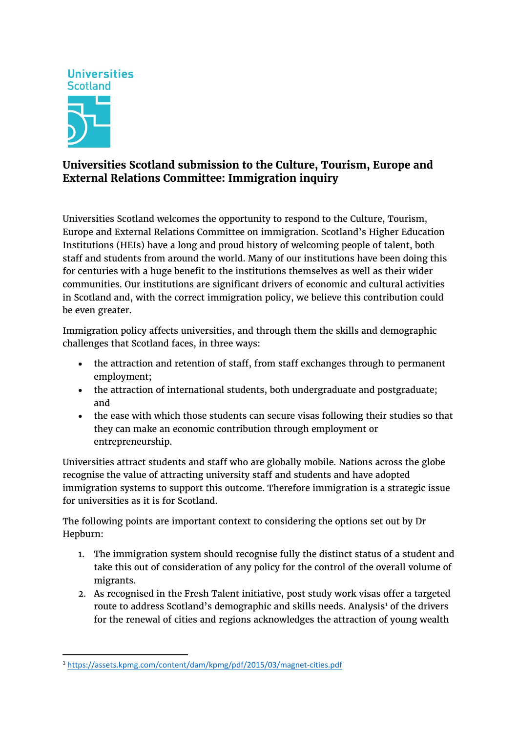Universities Scotland

# Universities Scotland submission to the Culture, Tourism, Europe and External Relations Committee: Immigration inquiry

Universities Scotland welcomes the opportunity to respond to the Culture, Tourism, Europe and External Relations Committee on immigration. Scotland's Higher Education Institutions (HEIs) have a long and proud history of welcoming people of talent, both staff and students from around the world. Many of our institutions have been doing this for centuries with a huge benefit to the institutions themselves as well as their wider communities. Our institutions are significant drivers of economic and cultural activities in Scotland and, with the correct immigration policy, we believe this contribution could be even greater.

Immigration policy affects universities, and through them the skills and demographic challenges that Scotland faces, in three ways:

- the attraction and retention of staff, from staff exchanges through to permanent employment;
- the attraction of international students, both undergraduate and postgraduate; and
- the ease with which those students can secure visas following their studies so that they can make an economic contribution through employment or entrepreneurship.

Universities attract students and staff who are globally mobile. Nations across the globe recognise the value of attracting university staff and students and have adopted immigration systems to support this outcome. Therefore immigration is a strategic issue for universities as it is for Scotland.

The following points are important context to considering the options set out by Dr Hepburn:

1. The immigration system should recognise fully the distinct status of a student and take this out of consideration of any policy for the control of the overall volume of migrants.
2. As recognised in the Fresh Talent initiative, post study work visas offer a targeted route to address Scotland's demographic and skills needs. Analysis[1] of the drivers for the renewal of cities and regions acknowledges the attraction of young wealth

[1] https://assets.kpmg.com/content/dam/kpmg/pdf/2015/03/magnet-cities.pdf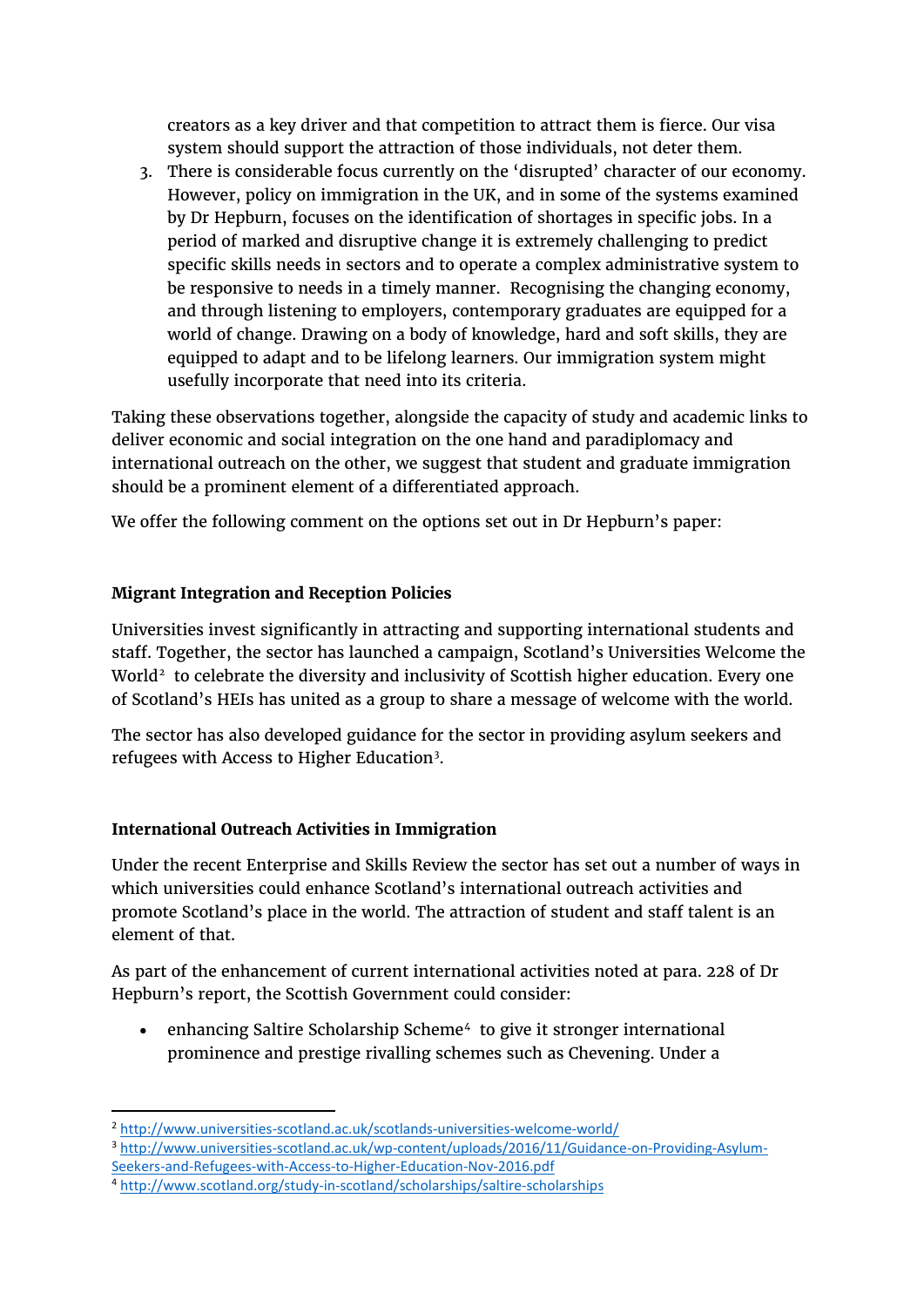creators as a key driver and that competition to attract them is fierce. Our visa system should support the attraction of those individuals, not deter them.

3. There is considerable focus currently on the 'disrupted' character of our economy. However, policy on immigration in the UK, and in some of the systems examined by Dr Hepburn, focuses on the identification of shortages in specific jobs. In a period of marked and disruptive change it is extremely challenging to predict specific skills needs in sectors and to operate a complex administrative system to be responsive to needs in a timely manner. Recognising the changing economy, and through listening to employers, contemporary graduates are equipped for a world of change. Drawing on a body of knowledge, hard and soft skills, they are equipped to adapt and to be lifelong learners. Our immigration system might usefully incorporate that need into its criteria.

Taking these observations together, alongside the capacity of study and academic links to deliver economic and social integration on the one hand and paradiplomacy and international outreach on the other, we suggest that student and graduate immigration should be a prominent element of a differentiated approach.

We offer the following comment on the options set out in Dr Hepburn's paper:

**Migrant Integration and Reception Policies**

Universities invest significantly in attracting and supporting international students and staff. Together, the sector has launched a campaign, Scotland's Universities Welcome the World[2] to celebrate the diversity and inclusivity of Scottish higher education. Every one of Scotland's HEIs has united as a group to share a message of welcome with the world.

The sector has also developed guidance for the sector in providing asylum seekers and refugees with Access to Higher Education[3].

**International Outreach Activities in Immigration**

Under the recent Enterprise and Skills Review the sector has set out a number of ways in which universities could enhance Scotland's international outreach activities and promote Scotland's place in the world. The attraction of student and staff talent is an element of that.

As part of the enhancement of current international activities noted at para. 228 of Dr Hepburn's report, the Scottish Government could consider:

- enhancing Saltire Scholarship Scheme[4] to give it stronger international prominence and prestige rivalling schemes such as Chevening. Under a

---

[2] http://www.universities-scotland.ac.uk/scotlands-universities-welcome-world/

[3] http://www.universities-scotland.ac.uk/wp-content/uploads/2016/11/Guidance-on-Providing-Asylum-Seekers-and-Refugees-with-Access-to-Higher-Education-Nov-2016.pdf

[4] http://www.scotland.org/study-in-scotland/scholarships/saltire-scholarships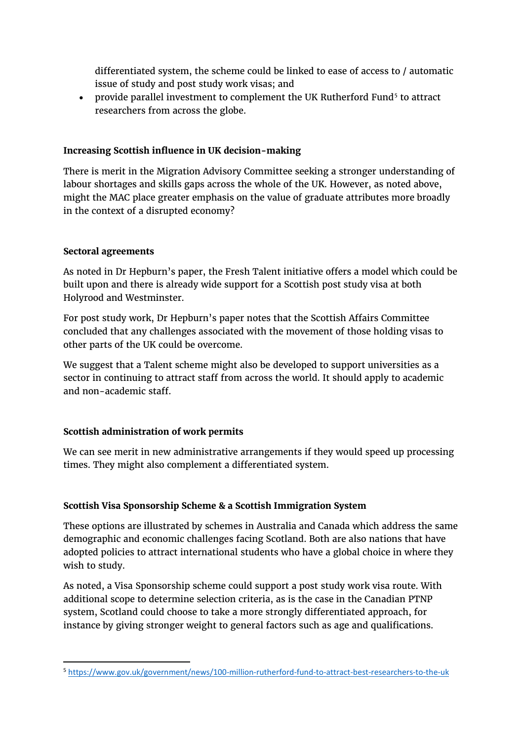differentiated system, the scheme could be linked to ease of access to / automatic issue of study and post study work visas; and

- provide parallel investment to complement the UK Rutherford Fund[5] to attract researchers from across the globe.

**Increasing Scottish influence in UK decision-making**

There is merit in the Migration Advisory Committee seeking a stronger understanding of labour shortages and skills gaps across the whole of the UK. However, as noted above, might the MAC place greater emphasis on the value of graduate attributes more broadly in the context of a disrupted economy?

**Sectoral agreements**

As noted in Dr Hepburn's paper, the Fresh Talent initiative offers a model which could be built upon and there is already wide support for a Scottish post study visa at both Holyrood and Westminster.

For post study work, Dr Hepburn's paper notes that the Scottish Affairs Committee concluded that any challenges associated with the movement of those holding visas to other parts of the UK could be overcome.

We suggest that a Talent scheme might also be developed to support universities as a sector in continuing to attract staff from across the world. It should apply to academic and non-academic staff.

**Scottish administration of work permits**

We can see merit in new administrative arrangements if they would speed up processing times. They might also complement a differentiated system.

**Scottish Visa Sponsorship Scheme & a Scottish Immigration System**

These options are illustrated by schemes in Australia and Canada which address the same demographic and economic challenges facing Scotland. Both are also nations that have adopted policies to attract international students who have a global choice in where they wish to study.

As noted, a Visa Sponsorship scheme could support a post study work visa route. With additional scope to determine selection criteria, as is the case in the Canadian PTNP system, Scotland could choose to take a more strongly differentiated approach, for instance by giving stronger weight to general factors such as age and qualifications.

---

[5] https://www.gov.uk/government/news/100-million-rutherford-fund-to-attract-best-researchers-to-the-uk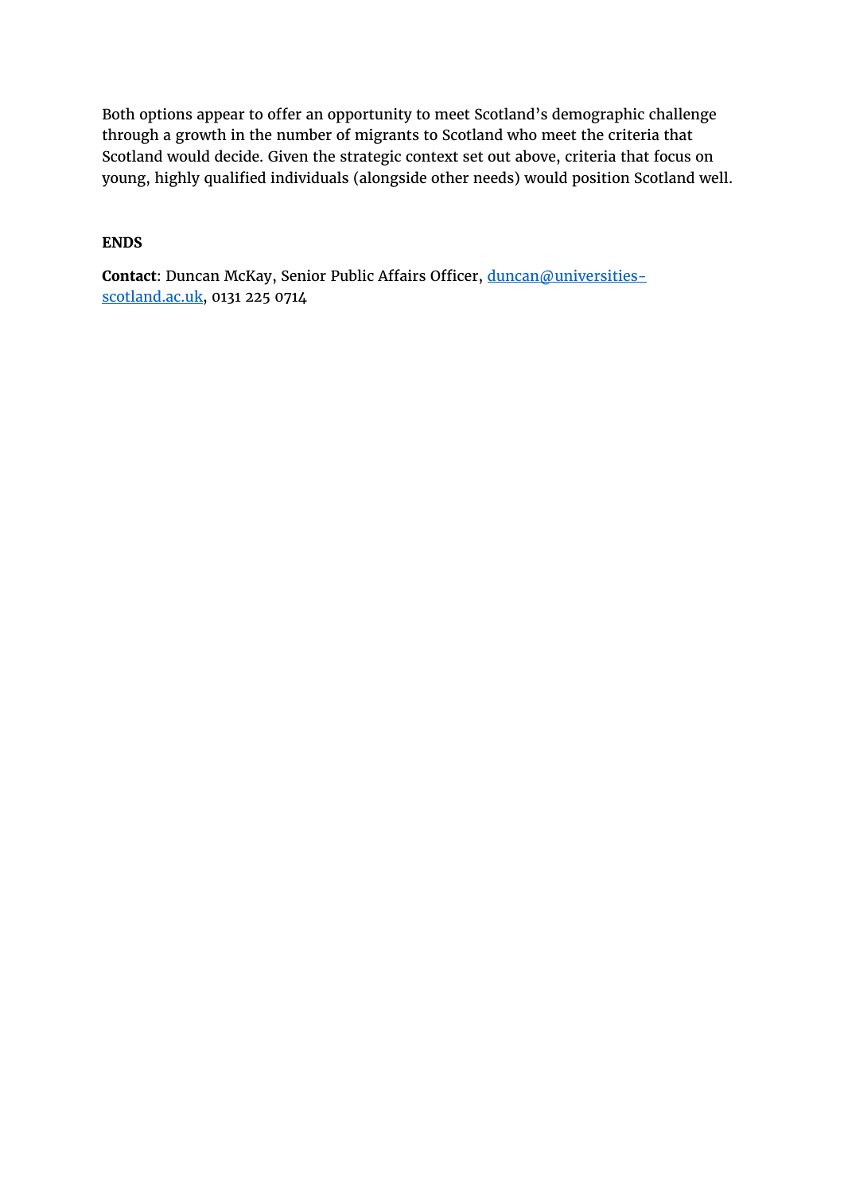Both options appear to offer an opportunity to meet Scotland's demographic challenge through a growth in the number of migrants to Scotland who meet the criteria that Scotland would decide. Given the strategic context set out above, criteria that focus on young, highly qualified individuals (alongside other needs) would position Scotland well.

**ENDS**

**Contact**: Duncan McKay, Senior Public Affairs Officer, duncan@universities-scotland.ac.uk, 0131 225 0714